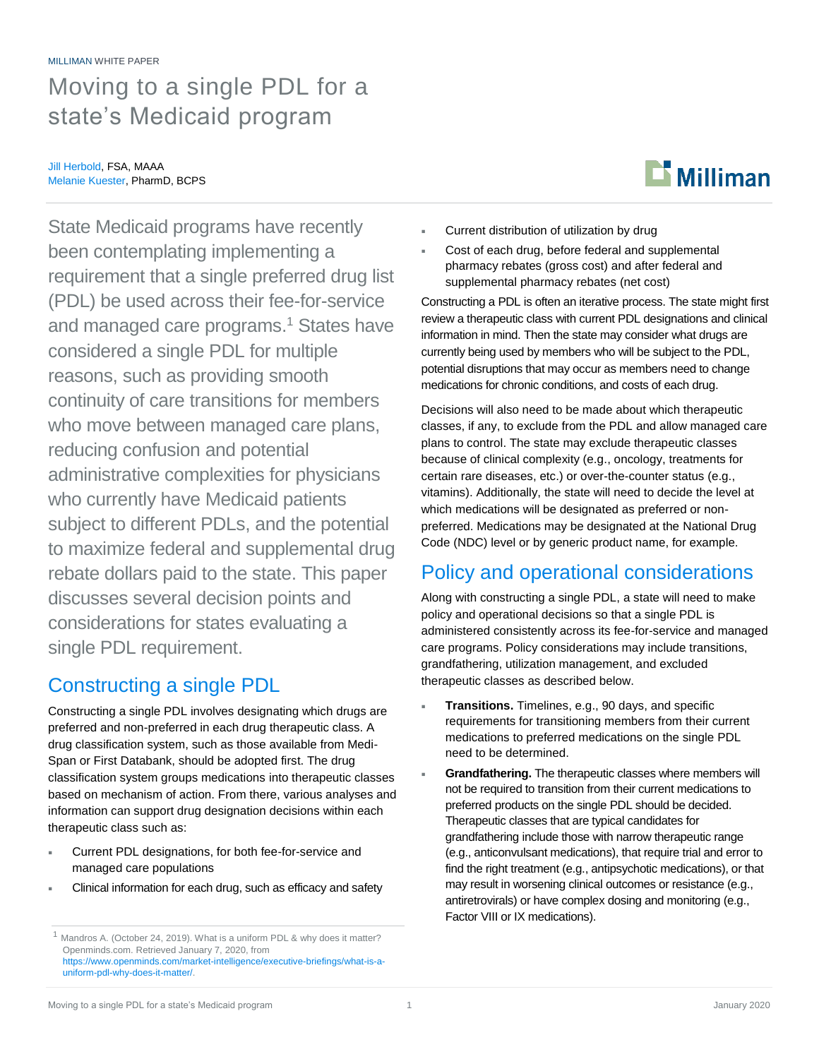MILLIMAN WHITE PAPER

# Moving to a single PDL for a state's Medicaid program

Jill Herbold, FSA, MAAA
Melanie Kuester, PharmD, BCPS

State Medicaid programs have recently been contemplating implementing a requirement that a single preferred drug list (PDL) be used across their fee-for-service and managed care programs.[1] States have considered a single PDL for multiple reasons, such as providing smooth continuity of care transitions for members who move between managed care plans, reducing confusion and potential administrative complexities for physicians who currently have Medicaid patients subject to different PDLs, and the potential to maximize federal and supplemental drug rebate dollars paid to the state. This paper discusses several decision points and considerations for states evaluating a single PDL requirement.

## Constructing a single PDL

Constructing a single PDL involves designating which drugs are preferred and non-preferred in each drug therapeutic class. A drug classification system, such as those available from Medi-Span or First Databank, should be adopted first. The drug classification system groups medications into therapeutic classes based on mechanism of action. From there, various analyses and information can support drug designation decisions within each therapeutic class such as:

- Current PDL designations, for both fee-for-service and managed care populations
- Clinical information for each drug, such as efficacy and safety
- Current distribution of utilization by drug
- Cost of each drug, before federal and supplemental pharmacy rebates (gross cost) and after federal and supplemental pharmacy rebates (net cost)

Constructing a PDL is often an iterative process. The state might first review a therapeutic class with current PDL designations and clinical information in mind. Then the state may consider what drugs are currently being used by members who will be subject to the PDL, potential disruptions that may occur as members need to change medications for chronic conditions, and costs of each drug.

Decisions will also need to be made about which therapeutic classes, if any, to exclude from the PDL and allow managed care plans to control. The state may exclude therapeutic classes because of clinical complexity (e.g., oncology, treatments for certain rare diseases, etc.) or over-the-counter status (e.g., vitamins). Additionally, the state will need to decide the level at which medications will be designated as preferred or non-preferred. Medications may be designated at the National Drug Code (NDC) level or by generic product name, for example.

## Policy and operational considerations

Along with constructing a single PDL, a state will need to make policy and operational decisions so that a single PDL is administered consistently across its fee-for-service and managed care programs. Policy considerations may include transitions, grandfathering, utilization management, and excluded therapeutic classes as described below.

- **Transitions.** Timelines, e.g., 90 days, and specific requirements for transitioning members from their current medications to preferred medications on the single PDL need to be determined.
- **Grandfathering.** The therapeutic classes where members will not be required to transition from their current medications to preferred products on the single PDL should be decided. Therapeutic classes that are typical candidates for grandfathering include those with narrow therapeutic range (e.g., anticonvulsant medications), that require trial and error to find the right treatment (e.g., antipsychotic medications), or that may result in worsening clinical outcomes or resistance (e.g., antiretrovirals) or have complex dosing and monitoring (e.g., Factor VIII or IX medications).

[1] Mandros A. (October 24, 2019). What is a uniform PDL & why does it matter? Openminds.com. Retrieved January 7, 2020, from https://www.openminds.com/market-intelligence/executive-briefings/what-is-a-uniform-pdl-why-does-it-matter/.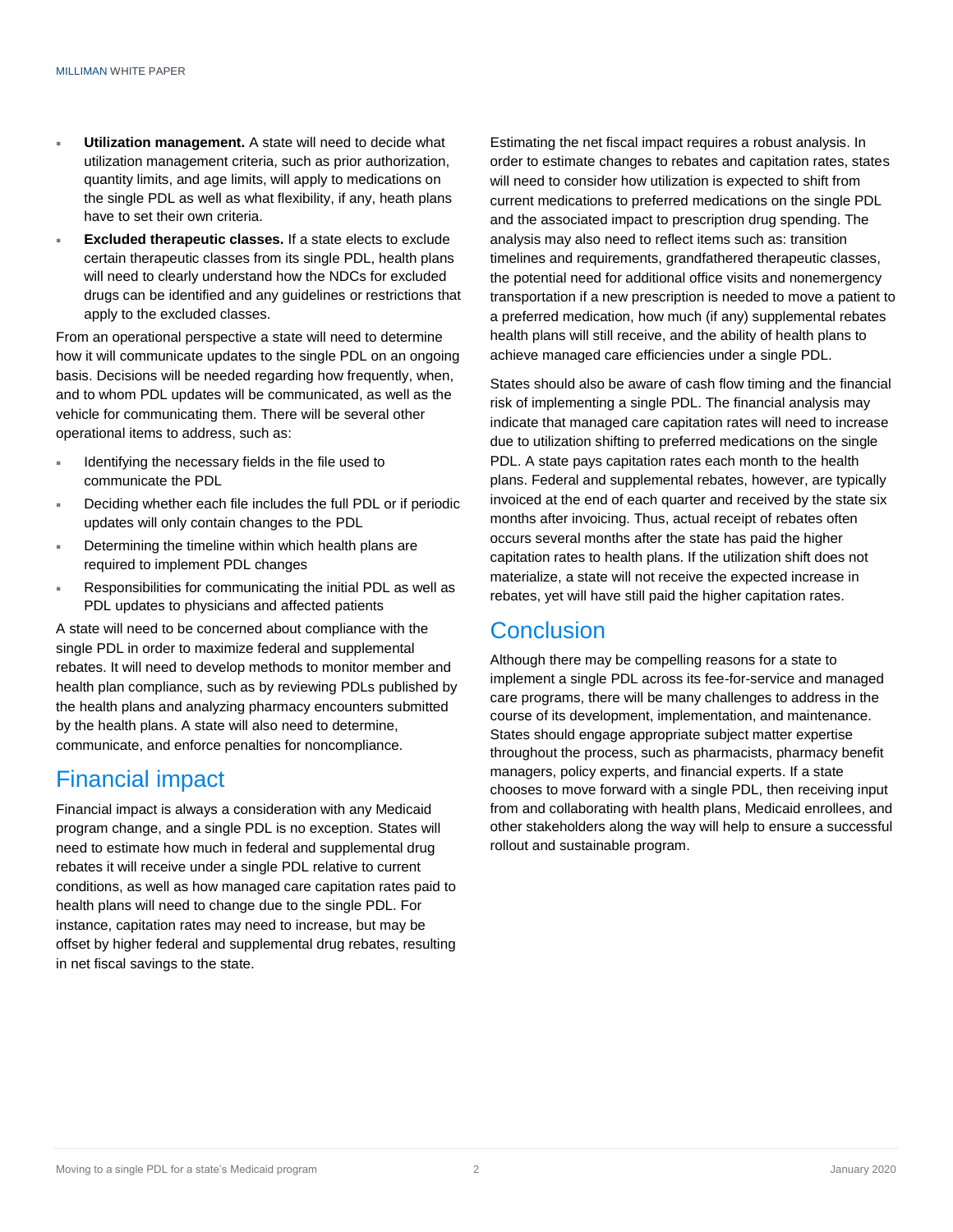- **Utilization management.** A state will need to decide what utilization management criteria, such as prior authorization, quantity limits, and age limits, will apply to medications on the single PDL as well as what flexibility, if any, heath plans have to set their own criteria.
- **Excluded therapeutic classes.** If a state elects to exclude certain therapeutic classes from its single PDL, health plans will need to clearly understand how the NDCs for excluded drugs can be identified and any guidelines or restrictions that apply to the excluded classes.

From an operational perspective a state will need to determine how it will communicate updates to the single PDL on an ongoing basis. Decisions will be needed regarding how frequently, when, and to whom PDL updates will be communicated, as well as the vehicle for communicating them. There will be several other operational items to address, such as:

- Identifying the necessary fields in the file used to communicate the PDL
- Deciding whether each file includes the full PDL or if periodic updates will only contain changes to the PDL
- Determining the timeline within which health plans are required to implement PDL changes
- Responsibilities for communicating the initial PDL as well as PDL updates to physicians and affected patients

A state will need to be concerned about compliance with the single PDL in order to maximize federal and supplemental rebates. It will need to develop methods to monitor member and health plan compliance, such as by reviewing PDLs published by the health plans and analyzing pharmacy encounters submitted by the health plans. A state will also need to determine, communicate, and enforce penalties for noncompliance.

## Financial impact

Financial impact is always a consideration with any Medicaid program change, and a single PDL is no exception. States will need to estimate how much in federal and supplemental drug rebates it will receive under a single PDL relative to current conditions, as well as how managed care capitation rates paid to health plans will need to change due to the single PDL. For instance, capitation rates may need to increase, but may be offset by higher federal and supplemental drug rebates, resulting in net fiscal savings to the state.

Estimating the net fiscal impact requires a robust analysis. In order to estimate changes to rebates and capitation rates, states will need to consider how utilization is expected to shift from current medications to preferred medications on the single PDL and the associated impact to prescription drug spending. The analysis may also need to reflect items such as: transition timelines and requirements, grandfathered therapeutic classes, the potential need for additional office visits and nonemergency transportation if a new prescription is needed to move a patient to a preferred medication, how much (if any) supplemental rebates health plans will still receive, and the ability of health plans to achieve managed care efficiencies under a single PDL.

States should also be aware of cash flow timing and the financial risk of implementing a single PDL. The financial analysis may indicate that managed care capitation rates will need to increase due to utilization shifting to preferred medications on the single PDL. A state pays capitation rates each month to the health plans. Federal and supplemental rebates, however, are typically invoiced at the end of each quarter and received by the state six months after invoicing. Thus, actual receipt of rebates often occurs several months after the state has paid the higher capitation rates to health plans. If the utilization shift does not materialize, a state will not receive the expected increase in rebates, yet will have still paid the higher capitation rates.

## Conclusion

Although there may be compelling reasons for a state to implement a single PDL across its fee-for-service and managed care programs, there will be many challenges to address in the course of its development, implementation, and maintenance. States should engage appropriate subject matter expertise throughout the process, such as pharmacists, pharmacy benefit managers, policy experts, and financial experts. If a state chooses to move forward with a single PDL, then receiving input from and collaborating with health plans, Medicaid enrollees, and other stakeholders along the way will help to ensure a successful rollout and sustainable program.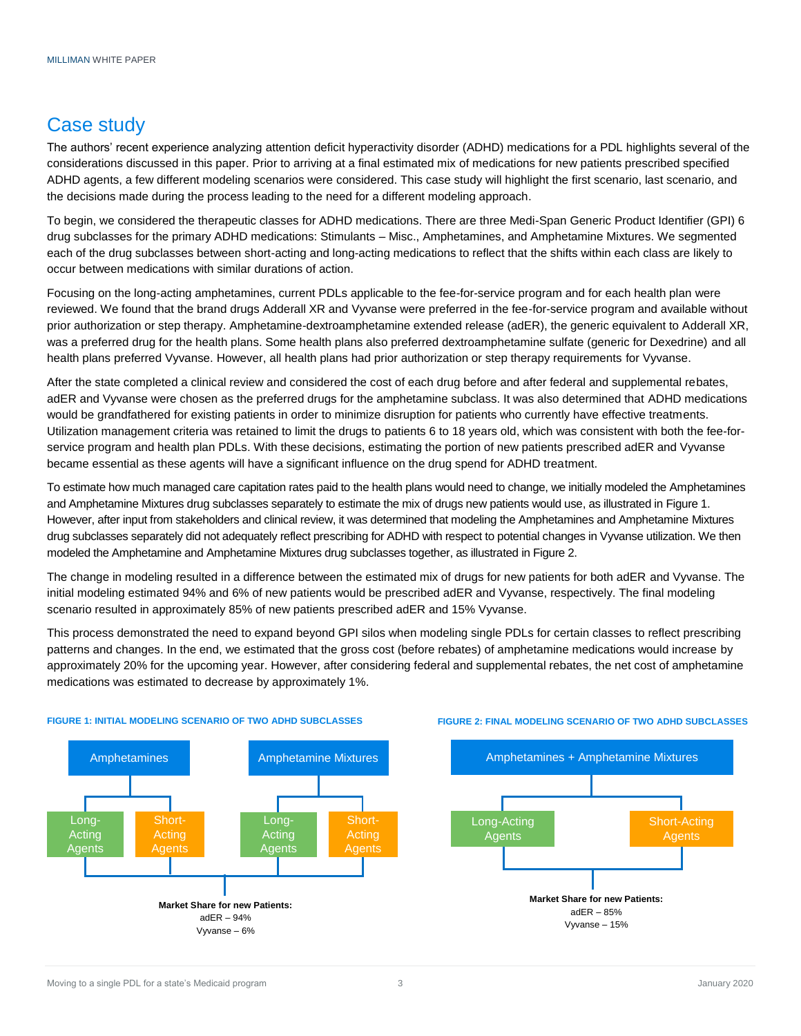## Case study

The authors' recent experience analyzing attention deficit hyperactivity disorder (ADHD) medications for a PDL highlights several of the considerations discussed in this paper. Prior to arriving at a final estimated mix of medications for new patients prescribed specified ADHD agents, a few different modeling scenarios were considered. This case study will highlight the first scenario, last scenario, and the decisions made during the process leading to the need for a different modeling approach.

To begin, we considered the therapeutic classes for ADHD medications. There are three Medi-Span Generic Product Identifier (GPI) 6 drug subclasses for the primary ADHD medications: Stimulants – Misc., Amphetamines, and Amphetamine Mixtures. We segmented each of the drug subclasses between short-acting and long-acting medications to reflect that the shifts within each class are likely to occur between medications with similar durations of action.

Focusing on the long-acting amphetamines, current PDLs applicable to the fee-for-service program and for each health plan were reviewed. We found that the brand drugs Adderall XR and Vyvanse were preferred in the fee-for-service program and available without prior authorization or step therapy. Amphetamine-dextroamphetamine extended release (adER), the generic equivalent to Adderall XR, was a preferred drug for the health plans. Some health plans also preferred dextroamphetamine sulfate (generic for Dexedrine) and all health plans preferred Vyvanse. However, all health plans had prior authorization or step therapy requirements for Vyvanse.

After the state completed a clinical review and considered the cost of each drug before and after federal and supplemental rebates, adER and Vyvanse were chosen as the preferred drugs for the amphetamine subclass. It was also determined that ADHD medications would be grandfathered for existing patients in order to minimize disruption for patients who currently have effective treatments. Utilization management criteria was retained to limit the drugs to patients 6 to 18 years old, which was consistent with both the fee-for-service program and health plan PDLs. With these decisions, estimating the portion of new patients prescribed adER and Vyvanse became essential as these agents will have a significant influence on the drug spend for ADHD treatment.

To estimate how much managed care capitation rates paid to the health plans would need to change, we initially modeled the Amphetamines and Amphetamine Mixtures drug subclasses separately to estimate the mix of drugs new patients would use, as illustrated in Figure 1. However, after input from stakeholders and clinical review, it was determined that modeling the Amphetamines and Amphetamine Mixtures drug subclasses separately did not adequately reflect prescribing for ADHD with respect to potential changes in Vyvanse utilization. We then modeled the Amphetamine and Amphetamine Mixtures drug subclasses together, as illustrated in Figure 2.

The change in modeling resulted in a difference between the estimated mix of drugs for new patients for both adER and Vyvanse. The initial modeling estimated 94% and 6% of new patients would be prescribed adER and Vyvanse, respectively. The final modeling scenario resulted in approximately 85% of new patients prescribed adER and 15% Vyvanse.

This process demonstrated the need to expand beyond GPI silos when modeling single PDLs for certain classes to reflect prescribing patterns and changes. In the end, we estimated that the gross cost (before rebates) of amphetamine medications would increase by approximately 20% for the upcoming year. However, after considering federal and supplemental rebates, the net cost of amphetamine medications was estimated to decrease by approximately 1%.

**FIGURE 1: INITIAL MODELING SCENARIO OF TWO ADHD SUBCLASSES**

- Amphetamines
  - Long-Acting Agents
  - Short-Acting Agents
- Amphetamine Mixtures
  - Long-Acting Agents
  - Short-Acting Agents

**Market Share for new Patients:**
adER – 94%
Vyvanse – 6%

**FIGURE 2: FINAL MODELING SCENARIO OF TWO ADHD SUBCLASSES**

- Amphetamines + Amphetamine Mixtures
  - Long-Acting Agents
  - Short-Acting Agents

**Market Share for new Patients:**
adER – 85%
Vyvanse – 15%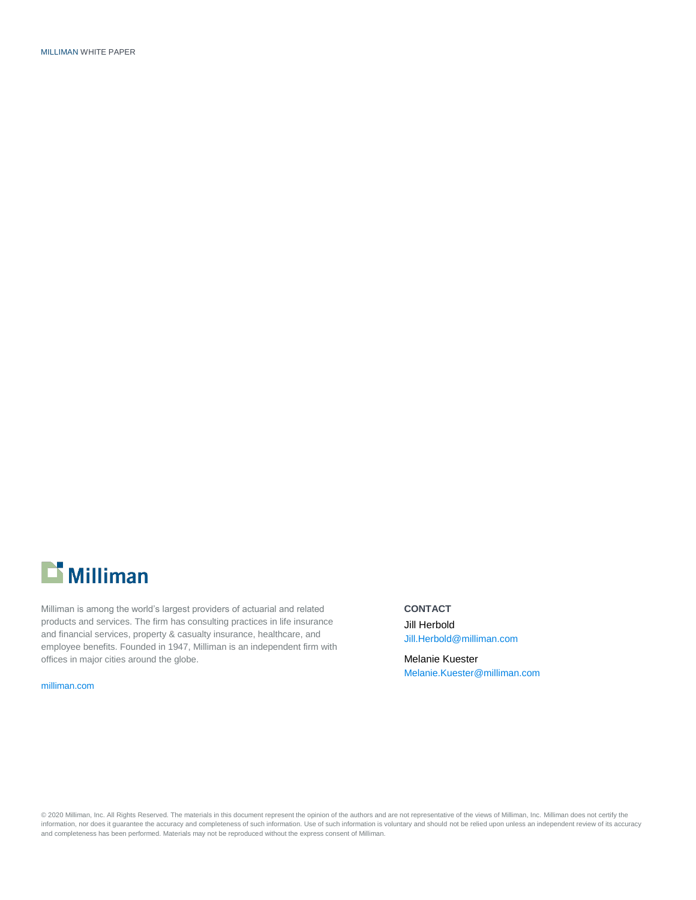Milliman

Milliman is among the world's largest providers of actuarial and related products and services. The firm has consulting practices in life insurance and financial services, property & casualty insurance, healthcare, and employee benefits. Founded in 1947, Milliman is an independent firm with offices in major cities around the globe.

milliman.com

**CONTACT**

Jill Herbold
Jill.Herbold@milliman.com

Melanie Kuester
Melanie.Kuester@milliman.com

© 2020 Milliman, Inc. All Rights Reserved. The materials in this document represent the opinion of the authors and are not representative of the views of Milliman, Inc. Milliman does not certify the information, nor does it guarantee the accuracy and completeness of such information. Use of such information is voluntary and should not be relied upon unless an independent review of its accuracy and completeness has been performed. Materials may not be reproduced without the express consent of Milliman.